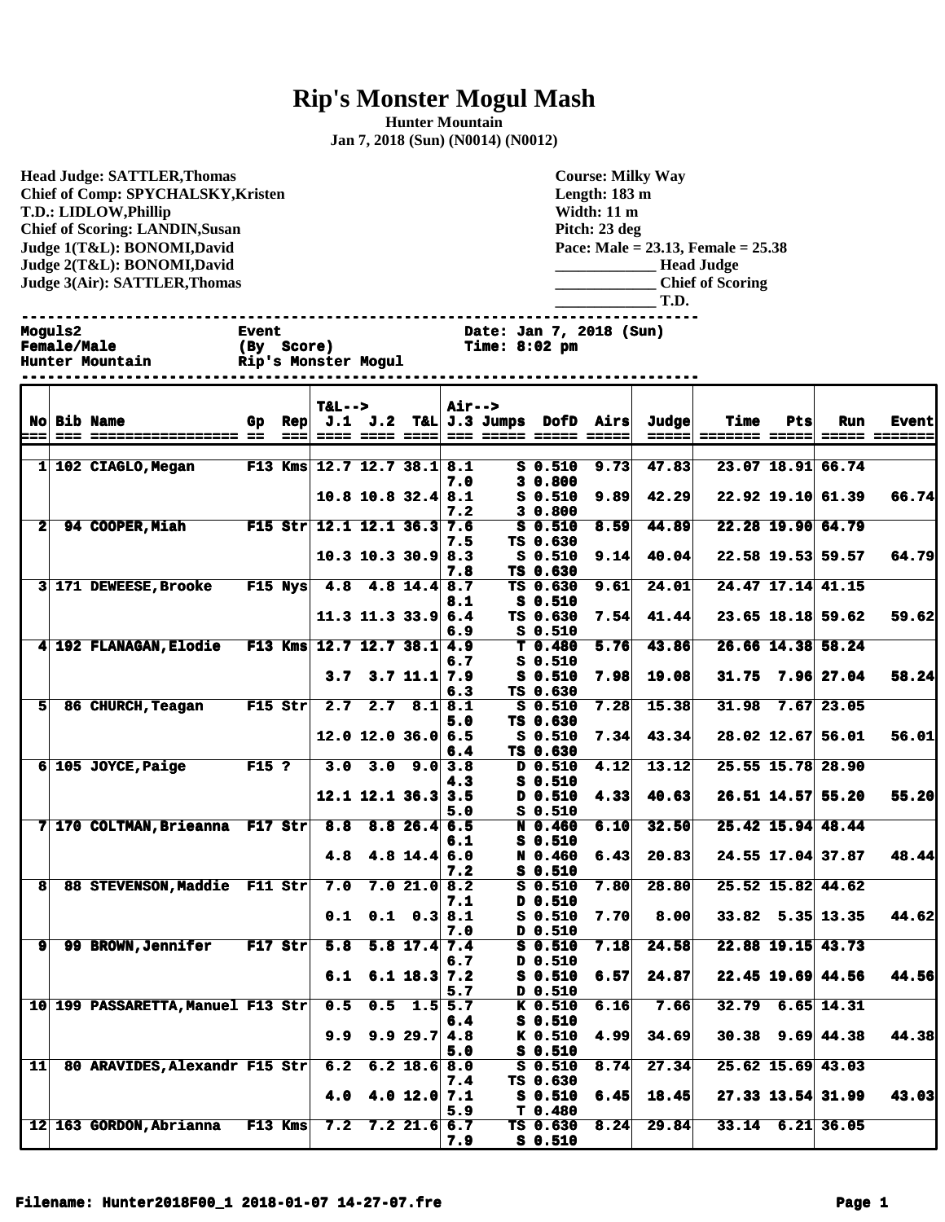# Rip's Monster Mogul Mash

**Hunter Mountain**
**Jan 7, 2018 (Sun) (N0014) (N0012)**

**Head Judge: SATTLER,Thomas**
**Chief of Comp: SPYCHALSKY,Kristen**
**T.D.: LIDLOW,Phillip**
**Chief of Scoring: LANDIN,Susan**
**Judge 1(T&L): BONOMI,David**
**Judge 2(T&L): BONOMI,David**
**Judge 3(Air): SATTLER,Thomas**

**Course: Milky Way**
**Length: 183 m**
**Width: 11 m**
**Pitch: 23 deg**
**Pace: Male = 23.13, Female = 25.38**
_____________ **Head Judge**
_____________ **Chief of Scoring**
_____________ **T.D.**

```
Moguls2              Event                  Date: Jan 7, 2018 (Sun)
Female/Male          (By  Score)            Time: 8:02 pm
Hunter Mountain      Rip's Monster Mogul
```

| No | Bib | Name | Gp | Rep | T&L--> J.1 | J.2 | T&L | Air--> J.3 | Jumps | DofD | Airs | Judge | Time | Pts | Run | Event |
|---|---|---|---|---|---|---|---|---|---|---|---|---|---|---|---|---|
| 1 | 102 | CIAGLO,Megan | F13 | Kms | 12.7 | 12.7 | 38.1 | 8.1 | S | 0.510 | 9.73 | 47.83 | 23.07 | 18.91 | 66.74 | |
| | | | | | | | | 7.0 | 3 | 0.800 | | | | | | |
| | | | | | 10.8 | 10.8 | 32.4 | 8.1 | S | 0.510 | 9.89 | 42.29 | 22.92 | 19.10 | 61.39 | 66.74 |
| | | | | | | | | 7.2 | 3 | 0.800 | | | | | | |
| 2 | 94 | COOPER,Miah | F15 | Str | 12.1 | 12.1 | 36.3 | 7.6 | S | 0.510 | 8.59 | 44.89 | 22.28 | 19.90 | 64.79 | |
| | | | | | | | | 7.5 | TS | 0.630 | | | | | | |
| | | | | | 10.3 | 10.3 | 30.9 | 8.3 | S | 0.510 | 9.14 | 40.04 | 22.58 | 19.53 | 59.57 | 64.79 |
| | | | | | | | | 7.8 | TS | 0.630 | | | | | | |
| 3 | 171 | DEWEESE,Brooke | F15 | Nys | 4.8 | 4.8 | 14.4 | 8.7 | TS | 0.630 | 9.61 | 24.01 | 24.47 | 17.14 | 41.15 | |
| | | | | | | | | 8.1 | S | 0.510 | | | | | | |
| | | | | | 11.3 | 11.3 | 33.9 | 6.4 | TS | 0.630 | 7.54 | 41.44 | 23.65 | 18.18 | 59.62 | 59.62 |
| | | | | | | | | 6.9 | S | 0.510 | | | | | | |
| 4 | 192 | FLANAGAN,Elodie | F13 | Kms | 12.7 | 12.7 | 38.1 | 4.9 | T | 0.480 | 5.76 | 43.86 | 26.66 | 14.38 | 58.24 | |
| | | | | | | | | 6.7 | S | 0.510 | | | | | | |
| | | | | | 3.7 | 3.7 | 11.1 | 7.9 | S | 0.510 | 7.98 | 19.08 | 31.75 | 7.96 | 27.04 | 58.24 |
| | | | | | | | | 6.3 | TS | 0.630 | | | | | | |
| 5 | 86 | CHURCH,Teagan | F15 | Str | 2.7 | 2.7 | 8.1 | 8.1 | S | 0.510 | 7.28 | 15.38 | 31.98 | 7.67 | 23.05 | |
| | | | | | | | | 5.0 | TS | 0.630 | | | | | | |
| | | | | | 12.0 | 12.0 | 36.0 | 6.5 | S | 0.510 | 7.34 | 43.34 | 28.02 | 12.67 | 56.01 | 56.01 |
| | | | | | | | | 6.4 | TS | 0.630 | | | | | | |
| 6 | 105 | JOYCE,Paige | F15 | ? | 3.0 | 3.0 | 9.0 | 3.8 | D | 0.510 | 4.12 | 13.12 | 25.55 | 15.78 | 28.90 | |
| | | | | | | | | 4.3 | S | 0.510 | | | | | | |
| | | | | | 12.1 | 12.1 | 36.3 | 3.5 | D | 0.510 | 4.33 | 40.63 | 26.51 | 14.57 | 55.20 | 55.20 |
| | | | | | | | | 5.0 | S | 0.510 | | | | | | |
| 7 | 170 | COLTMAN,Brieanna | F17 | Str | 8.8 | 8.8 | 26.4 | 6.5 | N | 0.460 | 6.10 | 32.50 | 25.42 | 15.94 | 48.44 | |
| | | | | | | | | 6.1 | S | 0.510 | | | | | | |
| | | | | | 4.8 | 4.8 | 14.4 | 6.0 | N | 0.460 | 6.43 | 20.83 | 24.55 | 17.04 | 37.87 | 48.44 |
| | | | | | | | | 7.2 | S | 0.510 | | | | | | |
| 8 | 88 | STEVENSON,Maddie | F11 | Str | 7.0 | 7.0 | 21.0 | 8.2 | S | 0.510 | 7.80 | 28.80 | 25.52 | 15.82 | 44.62 | |
| | | | | | | | | 7.1 | D | 0.510 | | | | | | |
| | | | | | 0.1 | 0.1 | 0.3 | 8.1 | S | 0.510 | 7.70 | 8.00 | 33.82 | 5.35 | 13.35 | 44.62 |
| | | | | | | | | 7.0 | D | 0.510 | | | | | | |
| 9 | 99 | BROWN,Jennifer | F17 | Str | 5.8 | 5.8 | 17.4 | 7.4 | S | 0.510 | 7.18 | 24.58 | 22.88 | 19.15 | 43.73 | |
| | | | | | | | | 6.7 | D | 0.510 | | | | | | |
| | | | | | 6.1 | 6.1 | 18.3 | 7.2 | S | 0.510 | 6.57 | 24.87 | 22.45 | 19.69 | 44.56 | 44.56 |
| | | | | | | | | 5.7 | D | 0.510 | | | | | | |
| 10 | 199 | PASSARETTA,Manuel | F13 | Str | 0.5 | 0.5 | 1.5 | 5.7 | K | 0.510 | 6.16 | 7.66 | 32.79 | 6.65 | 14.31 | |
| | | | | | | | | 6.4 | S | 0.510 | | | | | | |
| | | | | | 9.9 | 9.9 | 29.7 | 4.8 | K | 0.510 | 4.99 | 34.69 | 30.38 | 9.69 | 44.38 | 44.38 |
| | | | | | | | | 5.0 | S | 0.510 | | | | | | |
| 11 | 80 | ARAVIDES,Alexandr | F15 | Str | 6.2 | 6.2 | 18.6 | 8.0 | S | 0.510 | 8.74 | 27.34 | 25.62 | 15.69 | 43.03 | |
| | | | | | | | | 7.4 | TS | 0.630 | | | | | | |
| | | | | | 4.0 | 4.0 | 12.0 | 7.1 | S | 0.510 | 6.45 | 18.45 | 27.33 | 13.54 | 31.99 | 43.03 |
| | | | | | | | | 5.9 | T | 0.480 | | | | | | |
| 12 | 163 | GORDON,Abrianna | F13 | Kms | 7.2 | 7.2 | 21.6 | 6.7 | TS | 0.630 | 8.24 | 29.84 | 33.14 | 6.21 | 36.05 | |
| | | | | | | | | 7.9 | S | 0.510 | | | | | | |

Filename: Hunter2018F00_1 2018-01-07 14-27-07.fre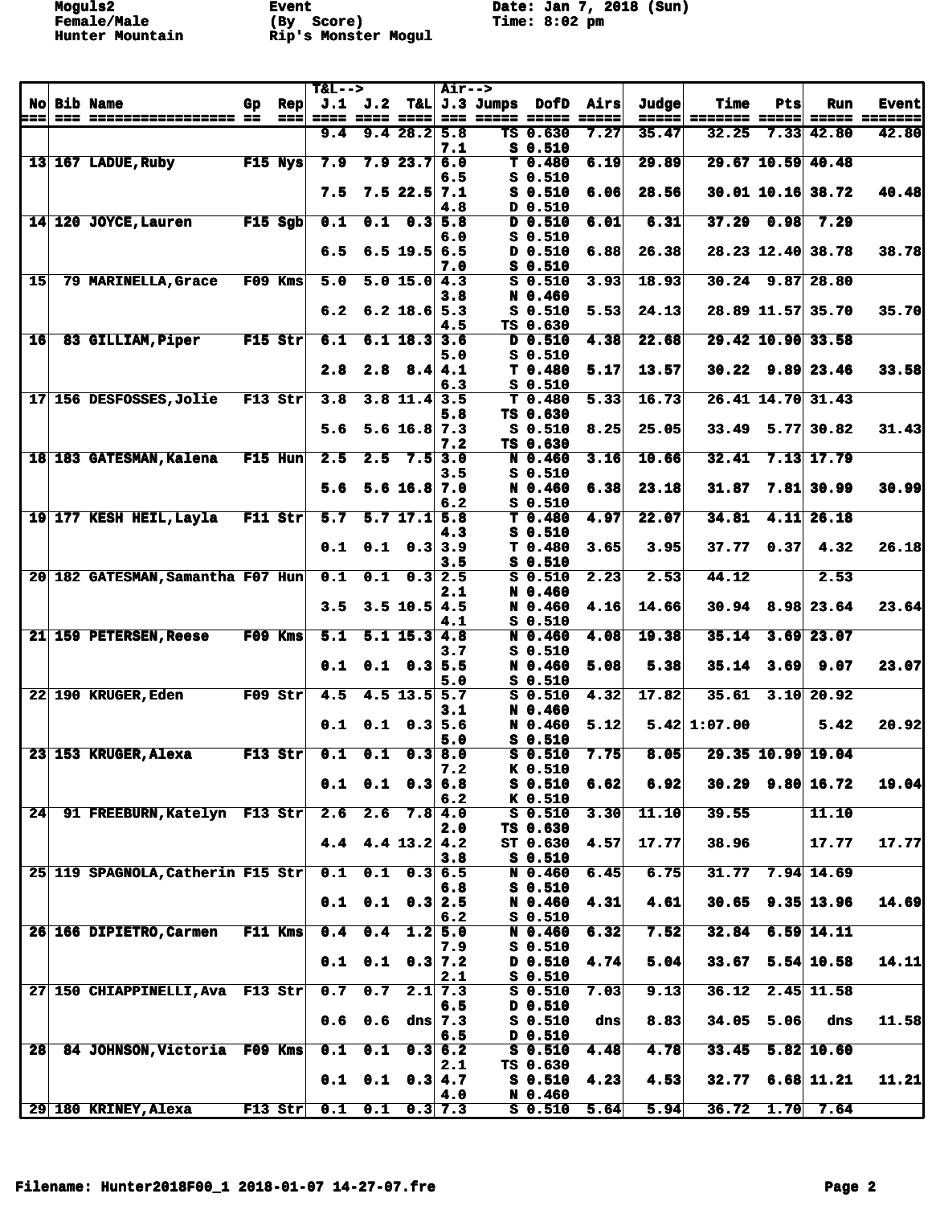Moguls2 Event Date: Jan 7, 2018 (Sun)
Female/Male (By Score) Time: 8:02 pm
Hunter Mountain Rip's Monster Mogul

| No | Bib | Name | Gp | Rep | J.1 | J.2 | T&L | J.3 | Jumps | DofD | Airs | Judge | Time | Pts | Run | Event |
|---|---|---|---|---|---|---|---|---|---|---|---|---|---|---|---|---|
| | | | | | 9.4 | 9.4 | 28.2 | 5.8 | TS | 0.630 | 7.27 | 35.47 | 32.25 | 7.33 | 42.80 | 42.80 |
| | | | | | | | | 7.1 | S | 0.510 | | | | | | |
| 13 | 167 | LADUE,Ruby | F15 | Nys | 7.9 | 7.9 | 23.7 | 6.0 | T | 0.480 | 6.19 | 29.89 | 29.67 | 10.59 | 40.48 | |
| | | | | | | | | 6.5 | S | 0.510 | | | | | | |
| | | | | | 7.5 | 7.5 | 22.5 | 7.1 | S | 0.510 | 6.06 | 28.56 | 30.01 | 10.16 | 38.72 | 40.48 |
| | | | | | | | | 4.8 | D | 0.510 | | | | | | |
| 14 | 120 | JOYCE,Lauren | F15 | Sgb | 0.1 | 0.1 | 0.3 | 5.8 | D | 0.510 | 6.01 | 6.31 | 37.29 | 0.98 | 7.29 | |
| | | | | | | | | 6.0 | S | 0.510 | | | | | | |
| | | | | | 6.5 | 6.5 | 19.5 | 6.5 | D | 0.510 | 6.88 | 26.38 | 28.23 | 12.40 | 38.78 | 38.78 |
| | | | | | | | | 7.0 | S | 0.510 | | | | | | |
| 15 | 79 | MARINELLA,Grace | F09 | Kms | 5.0 | 5.0 | 15.0 | 4.3 | S | 0.510 | 3.93 | 18.93 | 30.24 | 9.87 | 28.80 | |
| | | | | | | | | 3.8 | N | 0.460 | | | | | | |
| | | | | | 6.2 | 6.2 | 18.6 | 5.3 | S | 0.510 | 5.53 | 24.13 | 28.89 | 11.57 | 35.70 | 35.70 |
| | | | | | | | | 4.5 | TS | 0.630 | | | | | | |
| 16 | 83 | GILLIAM,Piper | F15 | Str | 6.1 | 6.1 | 18.3 | 3.6 | D | 0.510 | 4.38 | 22.68 | 29.42 | 10.90 | 33.58 | |
| | | | | | | | | 5.0 | S | 0.510 | | | | | | |
| | | | | | 2.8 | 2.8 | 8.4 | 4.1 | T | 0.480 | 5.17 | 13.57 | 30.22 | 9.89 | 23.46 | 33.58 |
| | | | | | | | | 6.3 | S | 0.510 | | | | | | |
| 17 | 156 | DESFOSSES,Jolie | F13 | Str | 3.8 | 3.8 | 11.4 | 3.5 | T | 0.480 | 5.33 | 16.73 | 26.41 | 14.70 | 31.43 | |
| | | | | | | | | 5.8 | TS | 0.630 | | | | | | |
| | | | | | 5.6 | 5.6 | 16.8 | 7.3 | S | 0.510 | 8.25 | 25.05 | 33.49 | 5.77 | 30.82 | 31.43 |
| | | | | | | | | 7.2 | TS | 0.630 | | | | | | |
| 18 | 183 | GATESMAN,Kalena | F15 | Hun | 2.5 | 2.5 | 7.5 | 3.0 | N | 0.460 | 3.16 | 10.66 | 32.41 | 7.13 | 17.79 | |
| | | | | | | | | 3.5 | S | 0.510 | | | | | | |
| | | | | | 5.6 | 5.6 | 16.8 | 7.0 | N | 0.460 | 6.38 | 23.18 | 31.87 | 7.81 | 30.99 | 30.99 |
| | | | | | | | | 6.2 | S | 0.510 | | | | | | |
| 19 | 177 | KESH HEIL,Layla | F11 | Str | 5.7 | 5.7 | 17.1 | 5.8 | T | 0.480 | 4.97 | 22.07 | 34.81 | 4.11 | 26.18 | |
| | | | | | | | | 4.3 | S | 0.510 | | | | | | |
| | | | | | 0.1 | 0.1 | 0.3 | 3.9 | T | 0.480 | 3.65 | 3.95 | 37.77 | 0.37 | 4.32 | 26.18 |
| | | | | | | | | 3.5 | S | 0.510 | | | | | | |
| 20 | 182 | GATESMAN,Samantha | F07 | Hun | 0.1 | 0.1 | 0.3 | 2.5 | S | 0.510 | 2.23 | 2.53 | 44.12 | | 2.53 | |
| | | | | | | | | 2.1 | N | 0.460 | | | | | | |
| | | | | | 3.5 | 3.5 | 10.5 | 4.5 | N | 0.460 | 4.16 | 14.66 | 30.94 | 8.98 | 23.64 | 23.64 |
| | | | | | | | | 4.1 | S | 0.510 | | | | | | |
| 21 | 159 | PETERSEN,Reese | F09 | Kms | 5.1 | 5.1 | 15.3 | 4.8 | N | 0.460 | 4.08 | 19.38 | 35.14 | 3.69 | 23.07 | |
| | | | | | | | | 3.7 | S | 0.510 | | | | | | |
| | | | | | 0.1 | 0.1 | 0.3 | 5.5 | N | 0.460 | 5.08 | 5.38 | 35.14 | 3.69 | 9.07 | 23.07 |
| | | | | | | | | 5.0 | S | 0.510 | | | | | | |
| 22 | 190 | KRUGER,Eden | F09 | Str | 4.5 | 4.5 | 13.5 | 5.7 | S | 0.510 | 4.32 | 17.82 | 35.61 | 3.10 | 20.92 | |
| | | | | | | | | 3.1 | N | 0.460 | | | | | | |
| | | | | | 0.1 | 0.1 | 0.3 | 5.6 | N | 0.460 | 5.12 | 5.42 | 1:07.00 | | 5.42 | 20.92 |
| | | | | | | | | 5.0 | S | 0.510 | | | | | | |
| 23 | 153 | KRUGER,Alexa | F13 | Str | 0.1 | 0.1 | 0.3 | 8.0 | S | 0.510 | 7.75 | 8.05 | 29.35 | 10.99 | 19.04 | |
| | | | | | | | | 7.2 | K | 0.510 | | | | | | |
| | | | | | 0.1 | 0.1 | 0.3 | 6.8 | S | 0.510 | 6.62 | 6.92 | 30.29 | 9.80 | 16.72 | 19.04 |
| | | | | | | | | 6.2 | K | 0.510 | | | | | | |
| 24 | 91 | FREEBURN,Katelyn | F13 | Str | 2.6 | 2.6 | 7.8 | 4.0 | S | 0.510 | 3.30 | 11.10 | 39.55 | | 11.10 | |
| | | | | | | | | 2.0 | TS | 0.630 | | | | | | |
| | | | | | 4.4 | 4.4 | 13.2 | 4.2 | ST | 0.630 | 4.57 | 17.77 | 38.96 | | 17.77 | 17.77 |
| | | | | | | | | 3.8 | S | 0.510 | | | | | | |
| 25 | 119 | SPAGNOLA,Catherin | F15 | Str | 0.1 | 0.1 | 0.3 | 6.5 | N | 0.460 | 6.45 | 6.75 | 31.77 | 7.94 | 14.69 | |
| | | | | | | | | 6.8 | S | 0.510 | | | | | | |
| | | | | | 0.1 | 0.1 | 0.3 | 2.5 | N | 0.460 | 4.31 | 4.61 | 30.65 | 9.35 | 13.96 | 14.69 |
| | | | | | | | | 6.2 | S | 0.510 | | | | | | |
| 26 | 166 | DIPIETRO,Carmen | F11 | Kms | 0.4 | 0.4 | 1.2 | 5.0 | N | 0.460 | 6.32 | 7.52 | 32.84 | 6.59 | 14.11 | |
| | | | | | | | | 7.9 | S | 0.510 | | | | | | |
| | | | | | 0.1 | 0.1 | 0.3 | 7.2 | D | 0.510 | 4.74 | 5.04 | 33.67 | 5.54 | 10.58 | 14.11 |
| | | | | | | | | 2.1 | S | 0.510 | | | | | | |
| 27 | 150 | CHIAPPINELLI,Ava | F13 | Str | 0.7 | 0.7 | 2.1 | 7.3 | S | 0.510 | 7.03 | 9.13 | 36.12 | 2.45 | 11.58 | |
| | | | | | | | | 6.5 | D | 0.510 | | | | | | |
| | | | | | 0.6 | 0.6 | dns | 7.3 | S | 0.510 | dns | 8.83 | 34.05 | 5.06 | dns | 11.58 |
| | | | | | | | | 6.5 | D | 0.510 | | | | | | |
| 28 | 84 | JOHNSON,Victoria | F09 | Kms | 0.1 | 0.1 | 0.3 | 6.2 | S | 0.510 | 4.48 | 4.78 | 33.45 | 5.82 | 10.60 | |
| | | | | | | | | 2.1 | TS | 0.630 | | | | | | |
| | | | | | 0.1 | 0.1 | 0.3 | 4.7 | S | 0.510 | 4.23 | 4.53 | 32.77 | 6.68 | 11.21 | 11.21 |
| | | | | | | | | 4.0 | N | 0.460 | | | | | | |
| 29 | 180 | KRINEY,Alexa | F13 | Str | 0.1 | 0.1 | 0.3 | 7.3 | S | 0.510 | 5.64 | 5.94 | 36.72 | 1.70 | 7.64 | |

Filename: Hunter2018F00_1 2018-01-07 14-27-07.fre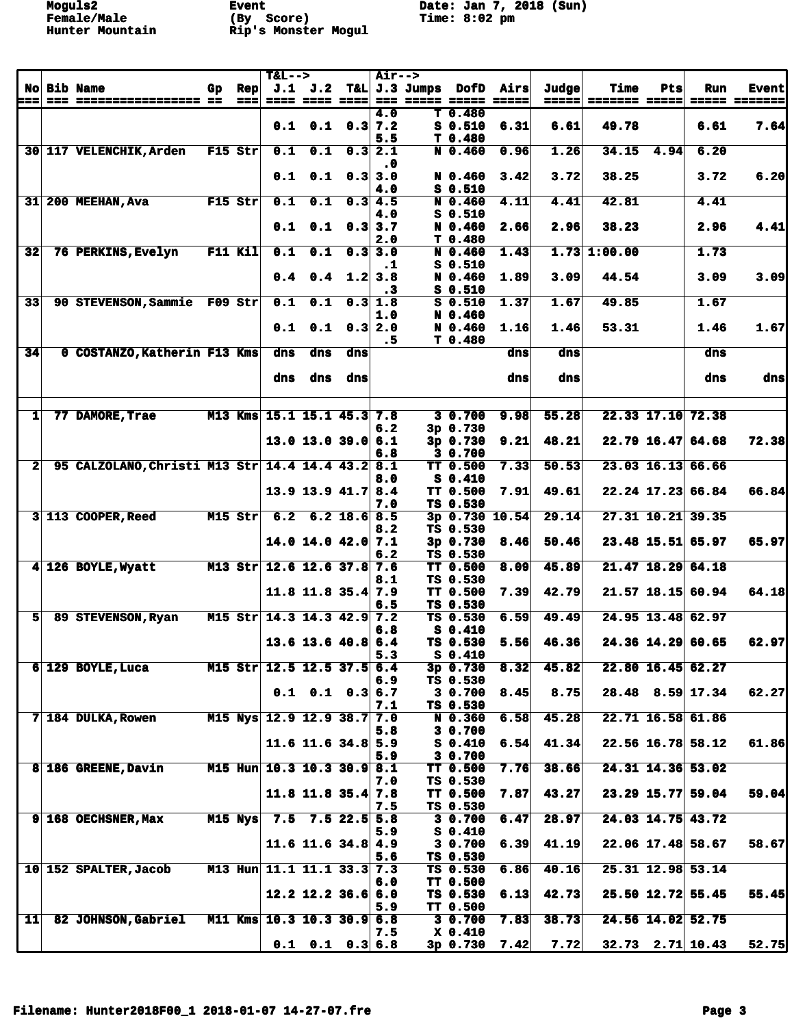Moguls2 Event Date: Jan 7, 2018 (Sun)
Female/Male (By Score) Time: 8:02 pm
Hunter Mountain Rip's Monster Mogul

| No | Bib | Name | Gp | Rep | T&L--> J.1 | J.2 | T&L | Air--> J.3 | Jumps | DofD | Airs | Judge | Time | Pts | Run | Event |
|---|---|---|---|---|---|---|---|---|---|---|---|---|---|---|---|---|
| | | | | | | | | 4.0 | T | 0.480 | | | | | | |
| | | | | | 0.1 | 0.1 | 0.3 | 7.2 | S | 0.510 | 6.31 | 6.61 | 49.78 | | 6.61 | 7.64 |
| | | | | | | | | 5.5 | T | 0.480 | | | | | | |
| 30 | 117 | VELENCHIK,Arden | F15 | Str | 0.1 | 0.1 | 0.3 | 2.1 | N | 0.460 | 0.96 | 1.26 | 34.15 | 4.94 | 6.20 | |
| | | | | | | | | .0 | | | | | | | | |
| | | | | | 0.1 | 0.1 | 0.3 | 3.0 | N | 0.460 | 3.42 | 3.72 | 38.25 | | 3.72 | 6.20 |
| | | | | | | | | 4.0 | S | 0.510 | | | | | | |
| 31 | 200 | MEEHAN,Ava | F15 | Str | 0.1 | 0.1 | 0.3 | 4.5 | N | 0.460 | 4.11 | 4.41 | 42.81 | | 4.41 | |
| | | | | | | | | 4.0 | S | 0.510 | | | | | | |
| | | | | | 0.1 | 0.1 | 0.3 | 3.7 | N | 0.460 | 2.66 | 2.96 | 38.23 | | 2.96 | 4.41 |
| | | | | | | | | 2.0 | T | 0.480 | | | | | | |
| 32 | 76 | PERKINS,Evelyn | F11 | Kil | 0.1 | 0.1 | 0.3 | 3.0 | N | 0.460 | 1.43 | 1.73 | 1:00.00 | | 1.73 | |
| | | | | | | | | .1 | S | 0.510 | | | | | | |
| | | | | | 0.4 | 0.4 | 1.2 | 3.8 | N | 0.460 | 1.89 | 3.09 | 44.54 | | 3.09 | 3.09 |
| | | | | | | | | .3 | S | 0.510 | | | | | | |
| 33 | 90 | STEVENSON,Sammie | F09 | Str | 0.1 | 0.1 | 0.3 | 1.8 | S | 0.510 | 1.37 | 1.67 | 49.85 | | 1.67 | |
| | | | | | | | | 1.0 | N | 0.460 | | | | | | |
| | | | | | 0.1 | 0.1 | 0.3 | 2.0 | N | 0.460 | 1.16 | 1.46 | 53.31 | | 1.46 | 1.67 |
| | | | | | | | | .5 | T | 0.480 | | | | | | |
| 34 | 0 | COSTANZO,Katherin | F13 | Kms | dns | dns | dns | | | | dns | dns | | | dns | |
| | | | | | dns | dns | dns | | | | dns | dns | | | dns | dns |
| | | | | | | | | | | | | | | | | |
| 1 | 77 | DAMORE,Trae | M13 | Kms | 15.1 | 15.1 | 45.3 | 7.8 | 3 | 0.700 | 9.98 | 55.28 | 22.33 | 17.10 | 72.38 | |
| | | | | | | | | 6.2 | 3p | 0.730 | | | | | | |
| | | | | | 13.0 | 13.0 | 39.0 | 6.1 | 3p | 0.730 | 9.21 | 48.21 | 22.79 | 16.47 | 64.68 | 72.38 |
| | | | | | | | | 6.8 | 3 | 0.700 | | | | | | |
| 2 | 95 | CALZOLANO,Christi | M13 | Str | 14.4 | 14.4 | 43.2 | 8.1 | TT | 0.500 | 7.33 | 50.53 | 23.03 | 16.13 | 66.66 | |
| | | | | | | | | 8.0 | S | 0.410 | | | | | | |
| | | | | | 13.9 | 13.9 | 41.7 | 8.4 | TT | 0.500 | 7.91 | 49.61 | 22.24 | 17.23 | 66.84 | 66.84 |
| | | | | | | | | 7.0 | TS | 0.530 | | | | | | |
| 3 | 113 | COOPER,Reed | M15 | Str | 6.2 | 6.2 | 18.6 | 8.5 | 3p | 0.730 | 10.54 | 29.14 | 27.31 | 10.21 | 39.35 | |
| | | | | | | | | 8.2 | TS | 0.530 | | | | | | |
| | | | | | 14.0 | 14.0 | 42.0 | 7.1 | 3p | 0.730 | 8.46 | 50.46 | 23.48 | 15.51 | 65.97 | 65.97 |
| | | | | | | | | 6.2 | TS | 0.530 | | | | | | |
| 4 | 126 | BOYLE,Wyatt | M13 | Str | 12.6 | 12.6 | 37.8 | 7.6 | TT | 0.500 | 8.09 | 45.89 | 21.47 | 18.29 | 64.18 | |
| | | | | | | | | 8.1 | TS | 0.530 | | | | | | |
| | | | | | 11.8 | 11.8 | 35.4 | 7.9 | TT | 0.500 | 7.39 | 42.79 | 21.57 | 18.15 | 60.94 | 64.18 |
| | | | | | | | | 6.5 | TS | 0.530 | | | | | | |
| 5 | 89 | STEVENSON,Ryan | M15 | Str | 14.3 | 14.3 | 42.9 | 7.2 | TS | 0.530 | 6.59 | 49.49 | 24.95 | 13.48 | 62.97 | |
| | | | | | | | | 6.8 | S | 0.410 | | | | | | |
| | | | | | 13.6 | 13.6 | 40.8 | 6.4 | TS | 0.530 | 5.56 | 46.36 | 24.36 | 14.29 | 60.65 | 62.97 |
| | | | | | | | | 5.3 | S | 0.410 | | | | | | |
| 6 | 129 | BOYLE,Luca | M15 | Str | 12.5 | 12.5 | 37.5 | 6.4 | 3p | 0.730 | 8.32 | 45.82 | 22.80 | 16.45 | 62.27 | |
| | | | | | | | | 6.9 | TS | 0.530 | | | | | | |
| | | | | | 0.1 | 0.1 | 0.3 | 6.7 | 3 | 0.700 | 8.45 | 8.75 | 28.48 | 8.59 | 17.34 | 62.27 |
| | | | | | | | | 7.1 | TS | 0.530 | | | | | | |
| 7 | 184 | DULKA,Rowen | M15 | Nys | 12.9 | 12.9 | 38.7 | 7.0 | N | 0.360 | 6.58 | 45.28 | 22.71 | 16.58 | 61.86 | |
| | | | | | | | | 5.8 | 3 | 0.700 | | | | | | |
| | | | | | 11.6 | 11.6 | 34.8 | 5.9 | S | 0.410 | 6.54 | 41.34 | 22.56 | 16.78 | 58.12 | 61.86 |
| | | | | | | | | 5.9 | 3 | 0.700 | | | | | | |
| 8 | 186 | GREENE,Davin | M15 | Hun | 10.3 | 10.3 | 30.9 | 8.1 | TT | 0.500 | 7.76 | 38.66 | 24.31 | 14.36 | 53.02 | |
| | | | | | | | | 7.0 | TS | 0.530 | | | | | | |
| | | | | | 11.8 | 11.8 | 35.4 | 7.8 | TT | 0.500 | 7.87 | 43.27 | 23.29 | 15.77 | 59.04 | 59.04 |
| | | | | | | | | 7.5 | TS | 0.530 | | | | | | |
| 9 | 168 | OECHSNER,Max | M15 | Nys | 7.5 | 7.5 | 22.5 | 5.8 | 3 | 0.700 | 6.47 | 28.97 | 24.03 | 14.75 | 43.72 | |
| | | | | | | | | 5.9 | S | 0.410 | | | | | | |
| | | | | | 11.6 | 11.6 | 34.8 | 4.9 | 3 | 0.700 | 6.39 | 41.19 | 22.06 | 17.48 | 58.67 | 58.67 |
| | | | | | | | | 5.6 | TS | 0.530 | | | | | | |
| 10 | 152 | SPALTER,Jacob | M13 | Hun | 11.1 | 11.1 | 33.3 | 7.3 | TS | 0.530 | 6.86 | 40.16 | 25.31 | 12.98 | 53.14 | |
| | | | | | | | | 6.0 | TT | 0.500 | | | | | | |
| | | | | | 12.2 | 12.2 | 36.6 | 6.0 | TS | 0.530 | 6.13 | 42.73 | 25.50 | 12.72 | 55.45 | 55.45 |
| | | | | | | | | 5.9 | TT | 0.500 | | | | | | |
| 11 | 82 | JOHNSON,Gabriel | M11 | Kms | 10.3 | 10.3 | 30.9 | 6.8 | 3 | 0.700 | 7.83 | 38.73 | 24.56 | 14.02 | 52.75 | |
| | | | | | | | | 7.5 | X | 0.410 | | | | | | |
| | | | | | 0.1 | 0.1 | 0.3 | 6.8 | 3p | 0.730 | 7.42 | 7.72 | 32.73 | 2.71 | 10.43 | 52.75 |

Filename: Hunter2018F00_1 2018-01-07 14-27-07.fre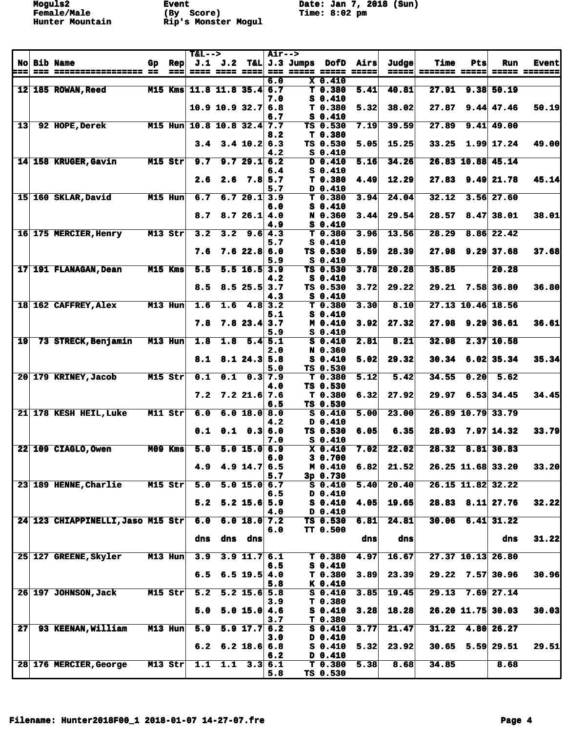Moguls2 Event Date: Jan 7, 2018 (Sun)
Female/Male (By Score) Time: 8:02 pm
Hunter Mountain Rip's Monster Mogul

| No | Bib | Name | Gp | Rep | T&L--> J.1 | J.2 | T&L | Air--> J.3 | Jumps | DofD | Airs | Judge | Time | Pts | Run | Event |
|---|---|---|---|---|---|---|---|---|---|---|---|---|---|---|---|---|
| | | | | | | | | 6.0 | X | 0.410 | | | | | | |
| 12 | 185 | ROWAN,Reed | M15 | Kms | 11.8 | 11.8 | 35.4 | 6.7 | T | 0.380 | 5.41 | 40.81 | 27.91 | 9.38 | 50.19 | |
| | | | | | | | | 7.0 | S | 0.410 | | | | | | |
| | | | | | 10.9 | 10.9 | 32.7 | 6.8 | T | 0.380 | 5.32 | 38.02 | 27.87 | 9.44 | 47.46 | 50.19 |
| | | | | | | | | 6.7 | S | 0.410 | | | | | | |
| 13 | 92 | HOPE,Derek | M15 | Hun | 10.8 | 10.8 | 32.4 | 7.7 | TS | 0.530 | 7.19 | 39.59 | 27.89 | 9.41 | 49.00 | |
| | | | | | | | | 8.2 | T | 0.380 | | | | | | |
| | | | | | 3.4 | 3.4 | 10.2 | 6.3 | TS | 0.530 | 5.05 | 15.25 | 33.25 | 1.99 | 17.24 | 49.00 |
| | | | | | | | | 4.2 | S | 0.410 | | | | | | |
| 14 | 158 | KRUGER,Gavin | M15 | Str | 9.7 | 9.7 | 29.1 | 6.2 | D | 0.410 | 5.16 | 34.26 | 26.83 | 10.88 | 45.14 | |
| | | | | | | | | 6.4 | S | 0.410 | | | | | | |
| | | | | | 2.6 | 2.6 | 7.8 | 5.7 | T | 0.380 | 4.49 | 12.29 | 27.83 | 9.49 | 21.78 | 45.14 |
| | | | | | | | | 5.7 | D | 0.410 | | | | | | |
| 15 | 160 | SKLAR,David | M15 | Hun | 6.7 | 6.7 | 20.1 | 3.9 | T | 0.380 | 3.94 | 24.04 | 32.12 | 3.56 | 27.60 | |
| | | | | | | | | 6.0 | S | 0.410 | | | | | | |
| | | | | | 8.7 | 8.7 | 26.1 | 4.0 | N | 0.360 | 3.44 | 29.54 | 28.57 | 8.47 | 38.01 | 38.01 |
| | | | | | | | | 4.9 | S | 0.410 | | | | | | |
| 16 | 175 | MERCIER,Henry | M13 | Str | 3.2 | 3.2 | 9.6 | 4.3 | T | 0.380 | 3.96 | 13.56 | 28.29 | 8.86 | 22.42 | |
| | | | | | | | | 5.7 | S | 0.410 | | | | | | |
| | | | | | 7.6 | 7.6 | 22.8 | 6.0 | TS | 0.530 | 5.59 | 28.39 | 27.98 | 9.29 | 37.68 | 37.68 |
| | | | | | | | | 5.9 | S | 0.410 | | | | | | |
| 17 | 191 | FLANAGAN,Dean | M15 | Kms | 5.5 | 5.5 | 16.5 | 3.9 | TS | 0.530 | 3.78 | 20.28 | 35.85 | | 20.28 | |
| | | | | | | | | 4.2 | S | 0.410 | | | | | | |
| | | | | | 8.5 | 8.5 | 25.5 | 3.7 | TS | 0.530 | 3.72 | 29.22 | 29.21 | 7.58 | 36.80 | 36.80 |
| | | | | | | | | 4.3 | S | 0.410 | | | | | | |
| 18 | 162 | CAFFREY,Alex | M13 | Hun | 1.6 | 1.6 | 4.8 | 3.2 | T | 0.380 | 3.30 | 8.10 | 27.13 | 10.46 | 18.56 | |
| | | | | | | | | 5.1 | S | 0.410 | | | | | | |
| | | | | | 7.8 | 7.8 | 23.4 | 3.7 | M | 0.410 | 3.92 | 27.32 | 27.98 | 9.29 | 36.61 | 36.61 |
| | | | | | | | | 5.9 | S | 0.410 | | | | | | |
| 19 | 73 | STRECK,Benjamin | M13 | Hun | 1.8 | 1.8 | 5.4 | 5.1 | S | 0.410 | 2.81 | 8.21 | 32.98 | 2.37 | 10.58 | |
| | | | | | | | | 2.0 | N | 0.360 | | | | | | |
| | | | | | 8.1 | 8.1 | 24.3 | 5.8 | S | 0.410 | 5.02 | 29.32 | 30.34 | 6.02 | 35.34 | 35.34 |
| | | | | | | | | 5.0 | TS | 0.530 | | | | | | |
| 20 | 179 | KRINEY,Jacob | M15 | Str | 0.1 | 0.1 | 0.3 | 7.9 | T | 0.380 | 5.12 | 5.42 | 34.55 | 0.20 | 5.62 | |
| | | | | | | | | 4.0 | TS | 0.530 | | | | | | |
| | | | | | 7.2 | 7.2 | 21.6 | 7.6 | T | 0.380 | 6.32 | 27.92 | 29.97 | 6.53 | 34.45 | 34.45 |
| | | | | | | | | 6.5 | TS | 0.530 | | | | | | |
| 21 | 178 | KESH HEIL,Luke | M11 | Str | 6.0 | 6.0 | 18.0 | 8.0 | S | 0.410 | 5.00 | 23.00 | 26.89 | 10.79 | 33.79 | |
| | | | | | | | | 4.2 | D | 0.410 | | | | | | |
| | | | | | 0.1 | 0.1 | 0.3 | 6.0 | TS | 0.530 | 6.05 | 6.35 | 28.93 | 7.97 | 14.32 | 33.79 |
| | | | | | | | | 7.0 | S | 0.410 | | | | | | |
| 22 | 109 | CIAGLO,Owen | M09 | Kms | 5.0 | 5.0 | 15.0 | 6.9 | X | 0.410 | 7.02 | 22.02 | 28.32 | 8.81 | 30.83 | |
| | | | | | | | | 6.0 | 3 | 0.700 | | | | | | |
| | | | | | 4.9 | 4.9 | 14.7 | 6.5 | M | 0.410 | 6.82 | 21.52 | 26.25 | 11.68 | 33.20 | 33.20 |
| | | | | | | | | 5.7 | 3p | 0.730 | | | | | | |
| 23 | 189 | HENNE,Charlie | M15 | Str | 5.0 | 5.0 | 15.0 | 6.7 | S | 0.410 | 5.40 | 20.40 | 26.15 | 11.82 | 32.22 | |
| | | | | | | | | 6.5 | D | 0.410 | | | | | | |
| | | | | | 5.2 | 5.2 | 15.6 | 5.9 | S | 0.410 | 4.05 | 19.65 | 28.83 | 8.11 | 27.76 | 32.22 |
| | | | | | | | | 4.0 | D | 0.410 | | | | | | |
| 24 | 123 | CHIAPPINELLI,Jaso | M15 | Str | 6.0 | 6.0 | 18.0 | 7.2 | TS | 0.530 | 6.81 | 24.81 | 30.06 | 6.41 | 31.22 | |
| | | | | | | | | 6.0 | TT | 0.500 | | | | | | |
| | | | | | dns | dns | dns | | | | dns | dns | | | dns | 31.22 |
| 25 | 127 | GREENE,Skyler | M13 | Hun | 3.9 | 3.9 | 11.7 | 6.1 | T | 0.380 | 4.97 | 16.67 | 27.37 | 10.13 | 26.80 | |
| | | | | | | | | 6.5 | S | 0.410 | | | | | | |
| | | | | | 6.5 | 6.5 | 19.5 | 4.0 | T | 0.380 | 3.89 | 23.39 | 29.22 | 7.57 | 30.96 | 30.96 |
| | | | | | | | | 5.8 | K | 0.410 | | | | | | |
| 26 | 197 | JOHNSON,Jack | M15 | Str | 5.2 | 5.2 | 15.6 | 5.8 | S | 0.410 | 3.85 | 19.45 | 29.13 | 7.69 | 27.14 | |
| | | | | | | | | 3.9 | T | 0.380 | | | | | | |
| | | | | | 5.0 | 5.0 | 15.0 | 4.6 | S | 0.410 | 3.28 | 18.28 | 26.20 | 11.75 | 30.03 | 30.03 |
| | | | | | | | | 3.7 | T | 0.380 | | | | | | |
| 27 | 93 | KEENAN,William | M13 | Hun | 5.9 | 5.9 | 17.7 | 6.2 | S | 0.410 | 3.77 | 21.47 | 31.22 | 4.80 | 26.27 | |
| | | | | | | | | 3.0 | D | 0.410 | | | | | | |
| | | | | | 6.2 | 6.2 | 18.6 | 6.8 | S | 0.410 | 5.32 | 23.92 | 30.65 | 5.59 | 29.51 | 29.51 |
| | | | | | | | | 6.2 | D | 0.410 | | | | | | |
| 28 | 176 | MERCIER,George | M13 | Str | 1.1 | 1.1 | 3.3 | 6.1 | T | 0.380 | 5.38 | 8.68 | 34.85 | | 8.68 | |
| | | | | | | | | 5.8 | TS | 0.530 | | | | | | |

Filename: Hunter2018F00_1 2018-01-07 14-27-07.fre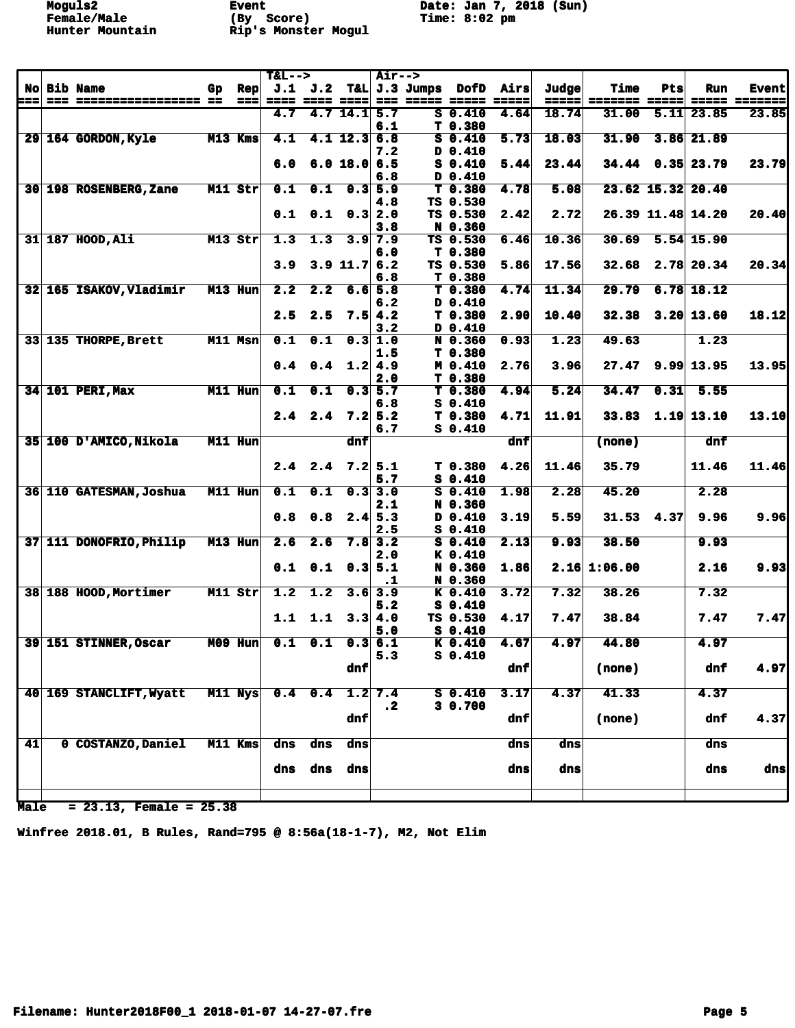Moguls2 Female/Male Hunter Mountain

Event (By Score) Rip's Monster Mogul

Date: Jan 7, 2018 (Sun) Time: 8:02 pm

| No | Bib | Name | Gp | Rep | J.1 | J.2 | T&L | J.3 | Jumps | DofD | Airs | Judge | Time | Pts | Run | Event |
|---|---|---|---|---|---|---|---|---|---|---|---|---|---|---|---|---|
| | | | | | 4.7 | 4.7 | 14.1 | 5.7 | S | 0.410 | 4.64 | 18.74 | 31.00 | 5.11 | 23.85 | 23.85 |
| | | | | | | | | 6.1 | T | 0.380 | | | | | | |
| 29 | 164 | GORDON,Kyle | M13 | Kms | 4.1 | 4.1 | 12.3 | 6.8 | S | 0.410 | 5.73 | 18.03 | 31.90 | 3.86 | 21.89 | |
| | | | | | | | | 7.2 | D | 0.410 | | | | | | |
| | | | | | 6.0 | 6.0 | 18.0 | 6.5 | S | 0.410 | 5.44 | 23.44 | 34.44 | 0.35 | 23.79 | 23.79 |
| | | | | | | | | 6.8 | D | 0.410 | | | | | | |
| 30 | 198 | ROSENBERG,Zane | M11 | Str | 0.1 | 0.1 | 0.3 | 5.9 | T | 0.380 | 4.78 | 5.08 | 23.62 | 15.32 | 20.40 | |
| | | | | | | | | 4.8 | TS | 0.530 | | | | | | |
| | | | | | 0.1 | 0.1 | 0.3 | 2.0 | TS | 0.530 | 2.42 | 2.72 | 26.39 | 11.48 | 14.20 | 20.40 |
| | | | | | | | | 3.8 | N | 0.360 | | | | | | |
| 31 | 187 | HOOD,Ali | M13 | Str | 1.3 | 1.3 | 3.9 | 7.9 | TS | 0.530 | 6.46 | 10.36 | 30.69 | 5.54 | 15.90 | |
| | | | | | | | | 6.0 | T | 0.380 | | | | | | |
| | | | | | 3.9 | 3.9 | 11.7 | 6.2 | TS | 0.530 | 5.86 | 17.56 | 32.68 | 2.78 | 20.34 | 20.34 |
| | | | | | | | | 6.8 | T | 0.380 | | | | | | |
| 32 | 165 | ISAKOV,Vladimir | M13 | Hun | 2.2 | 2.2 | 6.6 | 5.8 | T | 0.380 | 4.74 | 11.34 | 29.79 | 6.78 | 18.12 | |
| | | | | | | | | 6.2 | D | 0.410 | | | | | | |
| | | | | | 2.5 | 2.5 | 7.5 | 4.2 | T | 0.380 | 2.90 | 10.40 | 32.38 | 3.20 | 13.60 | 18.12 |
| | | | | | | | | 3.2 | D | 0.410 | | | | | | |
| 33 | 135 | THORPE,Brett | M11 | Msn | 0.1 | 0.1 | 0.3 | 1.0 | N | 0.360 | 0.93 | 1.23 | 49.63 | | 1.23 | |
| | | | | | | | | 1.5 | T | 0.380 | | | | | | |
| | | | | | 0.4 | 0.4 | 1.2 | 4.9 | M | 0.410 | 2.76 | 3.96 | 27.47 | 9.99 | 13.95 | 13.95 |
| | | | | | | | | 2.0 | T | 0.380 | | | | | | |
| 34 | 101 | PERI,Max | M11 | Hun | 0.1 | 0.1 | 0.3 | 5.7 | T | 0.380 | 4.94 | 5.24 | 34.47 | 0.31 | 5.55 | |
| | | | | | | | | 6.8 | S | 0.410 | | | | | | |
| | | | | | 2.4 | 2.4 | 7.2 | 5.2 | T | 0.380 | 4.71 | 11.91 | 33.83 | 1.19 | 13.10 | 13.10 |
| | | | | | | | | 6.7 | S | 0.410 | | | | | | |
| 35 | 100 | D'AMICO,Nikola | M11 | Hun | | | dnf | | | | dnf | | (none) | | dnf | |
| | | | | | 2.4 | 2.4 | 7.2 | 5.1 | T | 0.380 | 4.26 | 11.46 | 35.79 | | 11.46 | 11.46 |
| | | | | | | | | 5.7 | S | 0.410 | | | | | | |
| 36 | 110 | GATESMAN,Joshua | M11 | Hun | 0.1 | 0.1 | 0.3 | 3.0 | S | 0.410 | 1.98 | 2.28 | 45.20 | | 2.28 | |
| | | | | | | | | 2.1 | N | 0.360 | | | | | | |
| | | | | | 0.8 | 0.8 | 2.4 | 5.3 | D | 0.410 | 3.19 | 5.59 | 31.53 | 4.37 | 9.96 | 9.96 |
| | | | | | | | | 2.5 | S | 0.410 | | | | | | |
| 37 | 111 | DONOFRIO,Philip | M13 | Hun | 2.6 | 2.6 | 7.8 | 3.2 | S | 0.410 | 2.13 | 9.93 | 38.50 | | 9.93 | |
| | | | | | | | | 2.0 | K | 0.410 | | | | | | |
| | | | | | 0.1 | 0.1 | 0.3 | 5.1 | N | 0.360 | 1.86 | 2.16 | 1:06.00 | | 2.16 | 9.93 |
| | | | | | | | | .1 | N | 0.360 | | | | | | |
| 38 | 188 | HOOD,Mortimer | M11 | Str | 1.2 | 1.2 | 3.6 | 3.9 | K | 0.410 | 3.72 | 7.32 | 38.26 | | 7.32 | |
| | | | | | | | | 5.2 | S | 0.410 | | | | | | |
| | | | | | 1.1 | 1.1 | 3.3 | 4.0 | TS | 0.530 | 4.17 | 7.47 | 38.84 | | 7.47 | 7.47 |
| | | | | | | | | 5.0 | S | 0.410 | | | | | | |
| 39 | 151 | STINNER,Oscar | M09 | Hun | 0.1 | 0.1 | 0.3 | 6.1 | K | 0.410 | 4.67 | 4.97 | 44.80 | | 4.97 | |
| | | | | | | | | 5.3 | S | 0.410 | | | | | | |
| | | | | | | | dnf | | | | dnf | | (none) | | dnf | 4.97 |
| 40 | 169 | STANCLIFT,Wyatt | M11 | Nys | 0.4 | 0.4 | 1.2 | 7.4 | S | 0.410 | 3.17 | 4.37 | 41.33 | | 4.37 | |
| | | | | | | | | .2 | 3 | 0.700 | | | | | | |
| | | | | | | | dnf | | | | dnf | | (none) | | dnf | 4.37 |
| 41 | 0 | COSTANZO,Daniel | M11 | Kms | dns | dns | dns | | | | dns | dns | | | dns | |
| | | | | | dns | dns | dns | | | | dns | dns | | | dns | dns |

Male = 23.13, Female = 25.38

Winfree 2018.01, B Rules, Rand=795 @ 8:56a(18-1-7), M2, Not Elim

Filename: Hunter2018F00_1 2018-01-07 14-27-07.fre